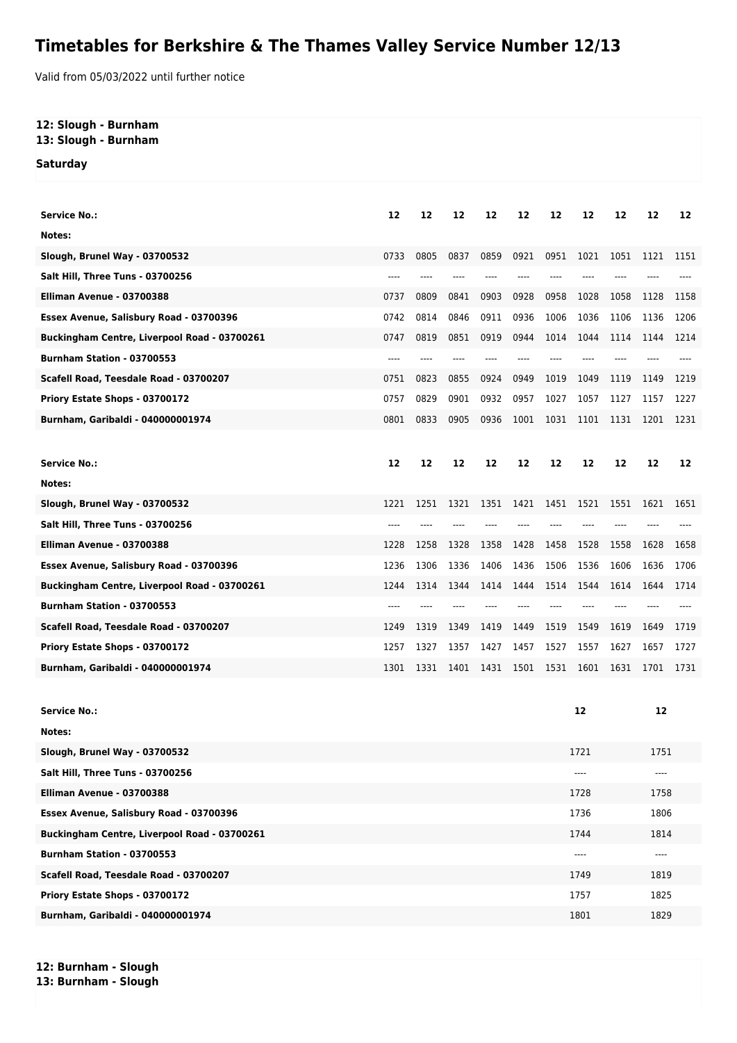# Timetables for Berkshire & The Thames Valley Service Number 12/13

Valid from 05/03/2022 until further notice

**12: Slough - Burnham**
**13: Slough - Burnham**

**Saturday**

| Service No.: | 12 | 12 | 12 | 12 | 12 | 12 | 12 | 12 | 12 | 12 |
|---|---|---|---|---|---|---|---|---|---|---|
| Notes: | | | | | | | | | | |
| Slough, Brunel Way - 03700532 | 0733 | 0805 | 0837 | 0859 | 0921 | 0951 | 1021 | 1051 | 1121 | 1151 |
| Salt Hill, Three Tuns - 03700256 | ---- | ---- | ---- | ---- | ---- | ---- | ---- | ---- | ---- | ---- |
| Elliman Avenue - 03700388 | 0737 | 0809 | 0841 | 0903 | 0928 | 0958 | 1028 | 1058 | 1128 | 1158 |
| Essex Avenue, Salisbury Road - 03700396 | 0742 | 0814 | 0846 | 0911 | 0936 | 1006 | 1036 | 1106 | 1136 | 1206 |
| Buckingham Centre, Liverpool Road - 03700261 | 0747 | 0819 | 0851 | 0919 | 0944 | 1014 | 1044 | 1114 | 1144 | 1214 |
| Burnham Station - 03700553 | ---- | ---- | ---- | ---- | ---- | ---- | ---- | ---- | ---- | ---- |
| Scafell Road, Teesdale Road - 03700207 | 0751 | 0823 | 0855 | 0924 | 0949 | 1019 | 1049 | 1119 | 1149 | 1219 |
| Priory Estate Shops - 03700172 | 0757 | 0829 | 0901 | 0932 | 0957 | 1027 | 1057 | 1127 | 1157 | 1227 |
| Burnham, Garibaldi - 040000001974 | 0801 | 0833 | 0905 | 0936 | 1001 | 1031 | 1101 | 1131 | 1201 | 1231 |

| Service No.: | 12 | 12 | 12 | 12 | 12 | 12 | 12 | 12 | 12 | 12 |
|---|---|---|---|---|---|---|---|---|---|---|
| Notes: | | | | | | | | | | |
| Slough, Brunel Way - 03700532 | 1221 | 1251 | 1321 | 1351 | 1421 | 1451 | 1521 | 1551 | 1621 | 1651 |
| Salt Hill, Three Tuns - 03700256 | ---- | ---- | ---- | ---- | ---- | ---- | ---- | ---- | ---- | ---- |
| Elliman Avenue - 03700388 | 1228 | 1258 | 1328 | 1358 | 1428 | 1458 | 1528 | 1558 | 1628 | 1658 |
| Essex Avenue, Salisbury Road - 03700396 | 1236 | 1306 | 1336 | 1406 | 1436 | 1506 | 1536 | 1606 | 1636 | 1706 |
| Buckingham Centre, Liverpool Road - 03700261 | 1244 | 1314 | 1344 | 1414 | 1444 | 1514 | 1544 | 1614 | 1644 | 1714 |
| Burnham Station - 03700553 | ---- | ---- | ---- | ---- | ---- | ---- | ---- | ---- | ---- | ---- |
| Scafell Road, Teesdale Road - 03700207 | 1249 | 1319 | 1349 | 1419 | 1449 | 1519 | 1549 | 1619 | 1649 | 1719 |
| Priory Estate Shops - 03700172 | 1257 | 1327 | 1357 | 1427 | 1457 | 1527 | 1557 | 1627 | 1657 | 1727 |
| Burnham, Garibaldi - 040000001974 | 1301 | 1331 | 1401 | 1431 | 1501 | 1531 | 1601 | 1631 | 1701 | 1731 |

| Service No.: | 12 | 12 |
|---|---|---|
| Notes: | | |
| Slough, Brunel Way - 03700532 | 1721 | 1751 |
| Salt Hill, Three Tuns - 03700256 | ---- | ---- |
| Elliman Avenue - 03700388 | 1728 | 1758 |
| Essex Avenue, Salisbury Road - 03700396 | 1736 | 1806 |
| Buckingham Centre, Liverpool Road - 03700261 | 1744 | 1814 |
| Burnham Station - 03700553 | ---- | ---- |
| Scafell Road, Teesdale Road - 03700207 | 1749 | 1819 |
| Priory Estate Shops - 03700172 | 1757 | 1825 |
| Burnham, Garibaldi - 040000001974 | 1801 | 1829 |

**12: Burnham - Slough**
**13: Burnham - Slough**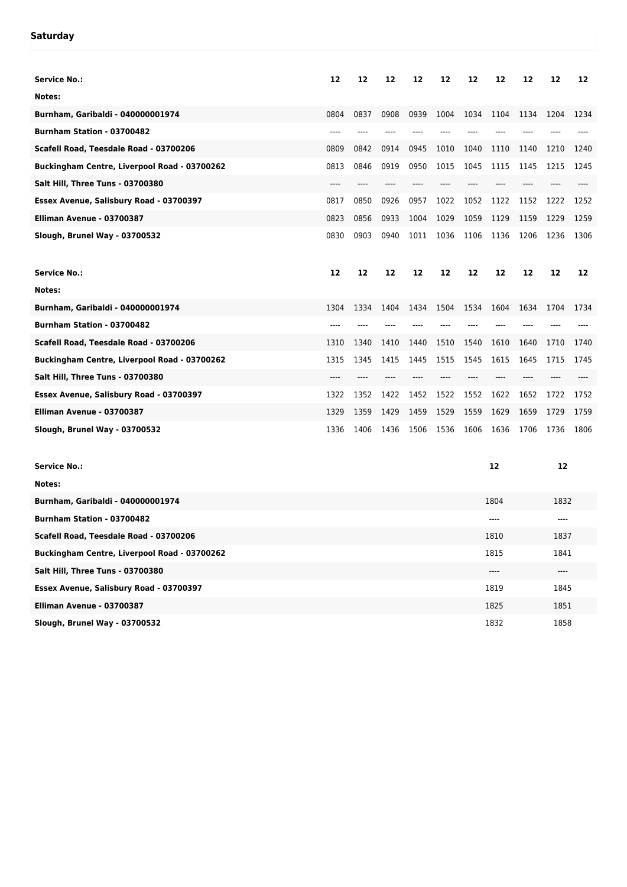## Saturday

| Service No.: | 12 | 12 | 12 | 12 | 12 | 12 | 12 | 12 | 12 | 12 |
|---|---|---|---|---|---|---|---|---|---|---|
| Notes: | | | | | | | | | | |
| Burnham, Garibaldi - 040000001974 | 0804 | 0837 | 0908 | 0939 | 1004 | 1034 | 1104 | 1134 | 1204 | 1234 |
| Burnham Station - 03700482 | ---- | ---- | ---- | ---- | ---- | ---- | ---- | ---- | ---- | ---- |
| Scafell Road, Teesdale Road - 03700206 | 0809 | 0842 | 0914 | 0945 | 1010 | 1040 | 1110 | 1140 | 1210 | 1240 |
| Buckingham Centre, Liverpool Road - 03700262 | 0813 | 0846 | 0919 | 0950 | 1015 | 1045 | 1115 | 1145 | 1215 | 1245 |
| Salt Hill, Three Tuns - 03700380 | ---- | ---- | ---- | ---- | ---- | ---- | ---- | ---- | ---- | ---- |
| Essex Avenue, Salisbury Road - 03700397 | 0817 | 0850 | 0926 | 0957 | 1022 | 1052 | 1122 | 1152 | 1222 | 1252 |
| Elliman Avenue - 03700387 | 0823 | 0856 | 0933 | 1004 | 1029 | 1059 | 1129 | 1159 | 1229 | 1259 |
| Slough, Brunel Way - 03700532 | 0830 | 0903 | 0940 | 1011 | 1036 | 1106 | 1136 | 1206 | 1236 | 1306 |

| Service No.: | 12 | 12 | 12 | 12 | 12 | 12 | 12 | 12 | 12 | 12 |
|---|---|---|---|---|---|---|---|---|---|---|
| Notes: | | | | | | | | | | |
| Burnham, Garibaldi - 040000001974 | 1304 | 1334 | 1404 | 1434 | 1504 | 1534 | 1604 | 1634 | 1704 | 1734 |
| Burnham Station - 03700482 | ---- | ---- | ---- | ---- | ---- | ---- | ---- | ---- | ---- | ---- |
| Scafell Road, Teesdale Road - 03700206 | 1310 | 1340 | 1410 | 1440 | 1510 | 1540 | 1610 | 1640 | 1710 | 1740 |
| Buckingham Centre, Liverpool Road - 03700262 | 1315 | 1345 | 1415 | 1445 | 1515 | 1545 | 1615 | 1645 | 1715 | 1745 |
| Salt Hill, Three Tuns - 03700380 | ---- | ---- | ---- | ---- | ---- | ---- | ---- | ---- | ---- | ---- |
| Essex Avenue, Salisbury Road - 03700397 | 1322 | 1352 | 1422 | 1452 | 1522 | 1552 | 1622 | 1652 | 1722 | 1752 |
| Elliman Avenue - 03700387 | 1329 | 1359 | 1429 | 1459 | 1529 | 1559 | 1629 | 1659 | 1729 | 1759 |
| Slough, Brunel Way - 03700532 | 1336 | 1406 | 1436 | 1506 | 1536 | 1606 | 1636 | 1706 | 1736 | 1806 |

| Service No.: | 12 | 12 |
|---|---|---|
| Notes: | | |
| Burnham, Garibaldi - 040000001974 | 1804 | 1832 |
| Burnham Station - 03700482 | ---- | ---- |
| Scafell Road, Teesdale Road - 03700206 | 1810 | 1837 |
| Buckingham Centre, Liverpool Road - 03700262 | 1815 | 1841 |
| Salt Hill, Three Tuns - 03700380 | ---- | ---- |
| Essex Avenue, Salisbury Road - 03700397 | 1819 | 1845 |
| Elliman Avenue - 03700387 | 1825 | 1851 |
| Slough, Brunel Way - 03700532 | 1832 | 1858 |